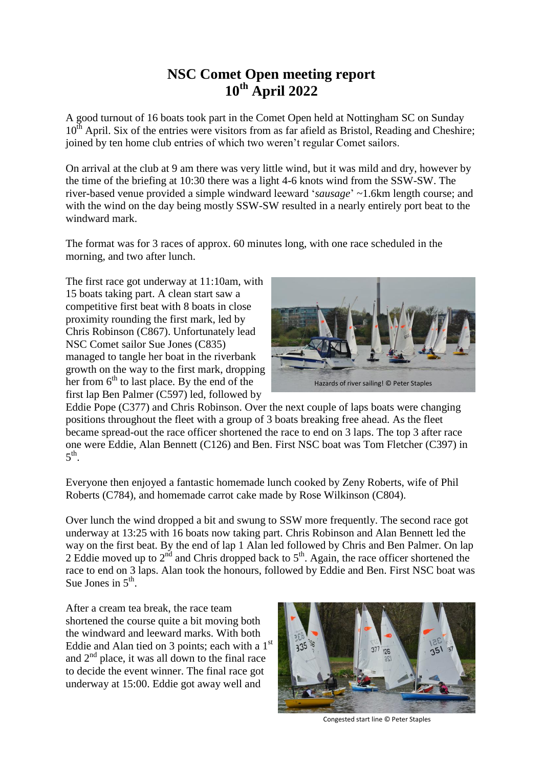# NSC Comet Open meeting report
# 10th April 2022

A good turnout of 16 boats took part in the Comet Open held at Nottingham SC on Sunday 10th April. Six of the entries were visitors from as far afield as Bristol, Reading and Cheshire; joined by ten home club entries of which two weren't regular Comet sailors.

On arrival at the club at 9 am there was very little wind, but it was mild and dry, however by the time of the briefing at 10:30 there was a light 4-6 knots wind from the SSW-SW. The river-based venue provided a simple windward leeward '*sausage*' ~1.6km length course; and with the wind on the day being mostly SSW-SW resulted in a nearly entirely port beat to the windward mark.

The format was for 3 races of approx. 60 minutes long, with one race scheduled in the morning, and two after lunch.

The first race got underway at 11:10am, with 15 boats taking part. A clean start saw a competitive first beat with 8 boats in close proximity rounding the first mark, led by Chris Robinson (C867). Unfortunately lead NSC Comet sailor Sue Jones (C835) managed to tangle her boat in the riverbank growth on the way to the first mark, dropping her from 6th to last place. By the end of the first lap Ben Palmer (C597) led, followed by Eddie Pope (C377) and Chris Robinson. Over the next couple of laps boats were changing positions throughout the fleet with a group of 3 boats breaking free ahead. As the fleet became spread-out the race officer shortened the race to end on 3 laps. The top 3 after race one were Eddie, Alan Bennett (C126) and Ben. First NSC boat was Tom Fletcher (C397) in 5th.

Hazards of river sailing! © Peter Staples

Everyone then enjoyed a fantastic homemade lunch cooked by Zeny Roberts, wife of Phil Roberts (C784), and homemade carrot cake made by Rose Wilkinson (C804).

Over lunch the wind dropped a bit and swung to SSW more frequently. The second race got underway at 13:25 with 16 boats now taking part. Chris Robinson and Alan Bennett led the way on the first beat. By the end of lap 1 Alan led followed by Chris and Ben Palmer. On lap 2 Eddie moved up to 2nd and Chris dropped back to 5th. Again, the race officer shortened the race to end on 3 laps. Alan took the honours, followed by Eddie and Ben. First NSC boat was Sue Jones in 5th.

After a cream tea break, the race team shortened the course quite a bit moving both the windward and leeward marks. With both Eddie and Alan tied on 3 points; each with a 1st and 2nd place, it was all down to the final race to decide the event winner. The final race got underway at 15:00. Eddie got away well and

Congested start line © Peter Staples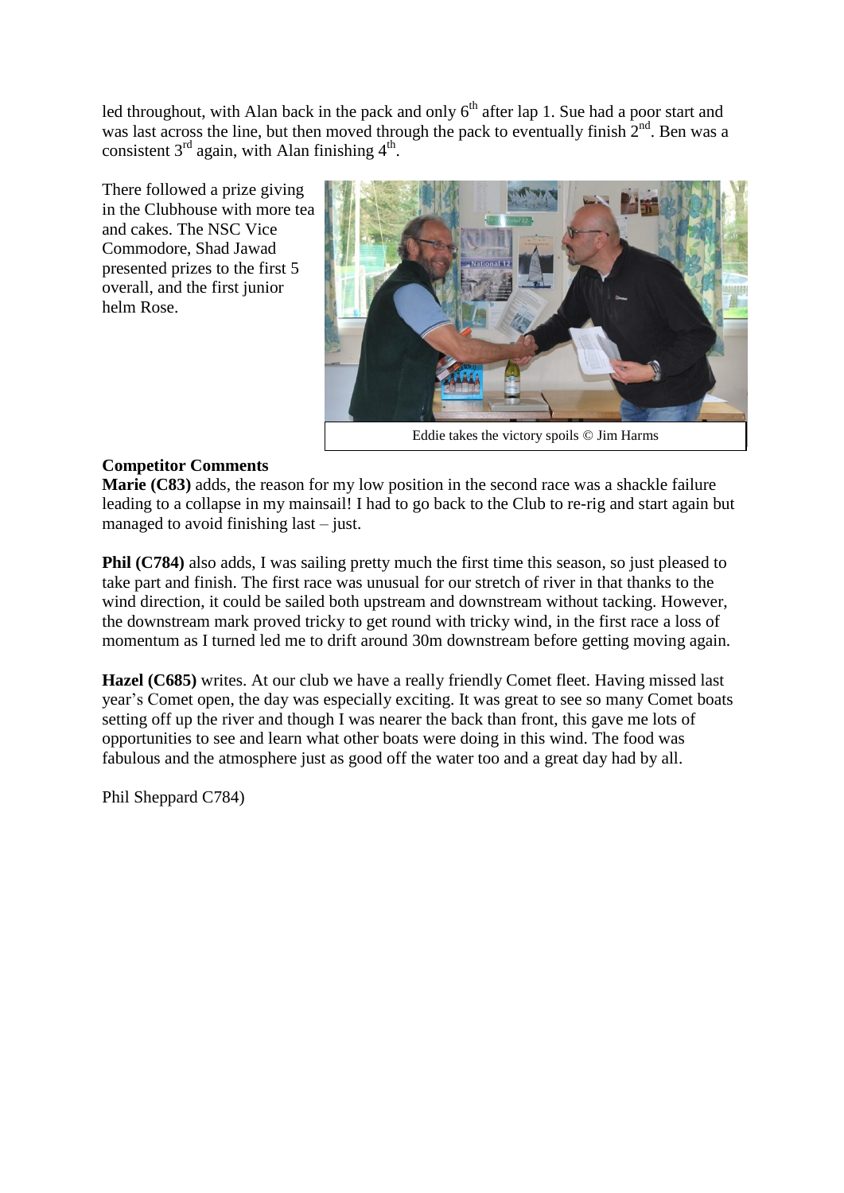led throughout, with Alan back in the pack and only 6th after lap 1. Sue had a poor start and was last across the line, but then moved through the pack to eventually finish 2nd. Ben was a consistent 3rd again, with Alan finishing 4th.

There followed a prize giving in the Clubhouse with more tea and cakes. The NSC Vice Commodore, Shad Jawad presented prizes to the first 5 overall, and the first junior helm Rose.

Eddie takes the victory spoils © Jim Harms

**Competitor Comments**

**Marie (C83)** adds, the reason for my low position in the second race was a shackle failure leading to a collapse in my mainsail! I had to go back to the Club to re-rig and start again but managed to avoid finishing last – just.

**Phil (C784)** also adds, I was sailing pretty much the first time this season, so just pleased to take part and finish. The first race was unusual for our stretch of river in that thanks to the wind direction, it could be sailed both upstream and downstream without tacking. However, the downstream mark proved tricky to get round with tricky wind, in the first race a loss of momentum as I turned led me to drift around 30m downstream before getting moving again.

**Hazel (C685)** writes. At our club we have a really friendly Comet fleet. Having missed last year's Comet open, the day was especially exciting. It was great to see so many Comet boats setting off up the river and though I was nearer the back than front, this gave me lots of opportunities to see and learn what other boats were doing in this wind. The food was fabulous and the atmosphere just as good off the water too and a great day had by all.

Phil Sheppard C784)